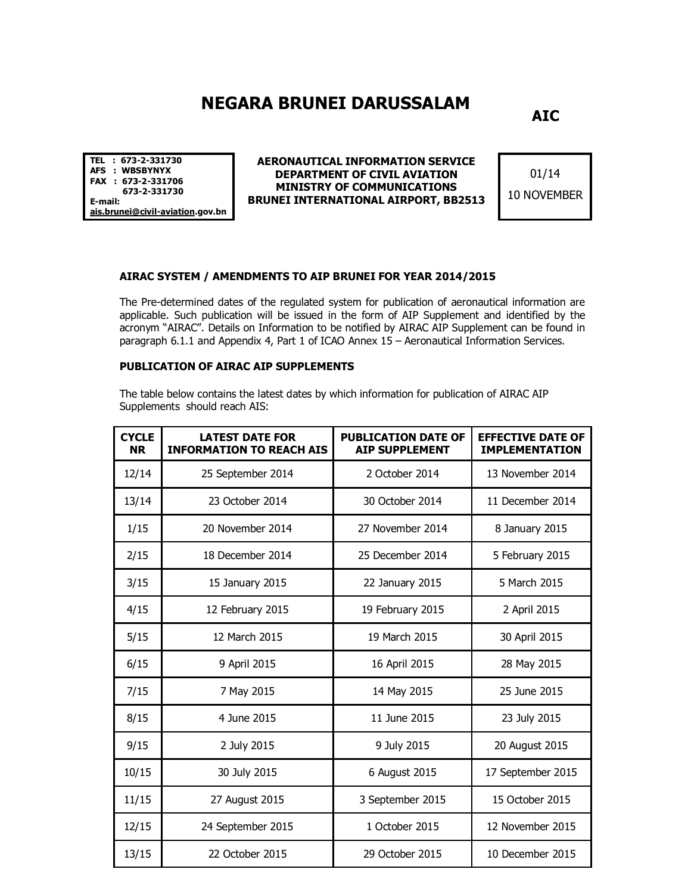# NEGARA BRUNEI DARUSSALAM

**AIC**

**TEL : 673-2-331730**
**AFS : WBSBYNYX**
**FAX : 673-2-331706**
**673-2-331730**
**E-mail:**
**ais.brunei@civil-aviation.gov.bn**

**AERONAUTICAL INFORMATION SERVICE**
**DEPARTMENT OF CIVIL AVIATION**
**MINISTRY OF COMMUNICATIONS**
**BRUNEI INTERNATIONAL AIRPORT, BB2513**

01/14
10 NOVEMBER

**AIRAC SYSTEM / AMENDMENTS TO AIP BRUNEI FOR YEAR 2014/2015**

The Pre-determined dates of the regulated system for publication of aeronautical information are applicable. Such publication will be issued in the form of AIP Supplement and identified by the acronym "AIRAC". Details on Information to be notified by AIRAC AIP Supplement can be found in paragraph 6.1.1 and Appendix 4, Part 1 of ICAO Annex 15 – Aeronautical Information Services.

**PUBLICATION OF AIRAC AIP SUPPLEMENTS**

The table below contains the latest dates by which information for publication of AIRAC AIP Supplements should reach AIS:

| CYCLE NR | LATEST DATE FOR INFORMATION TO REACH AIS | PUBLICATION DATE OF AIP SUPPLEMENT | EFFECTIVE DATE OF IMPLEMENTATION |
|---|---|---|---|
| 12/14 | 25 September 2014 | 2 October 2014 | 13 November 2014 |
| 13/14 | 23 October 2014 | 30 October 2014 | 11 December 2014 |
| 1/15 | 20 November 2014 | 27 November 2014 | 8 January 2015 |
| 2/15 | 18 December 2014 | 25 December 2014 | 5 February 2015 |
| 3/15 | 15 January 2015 | 22 January 2015 | 5 March 2015 |
| 4/15 | 12 February 2015 | 19 February 2015 | 2 April 2015 |
| 5/15 | 12 March 2015 | 19 March 2015 | 30 April 2015 |
| 6/15 | 9 April 2015 | 16 April 2015 | 28 May 2015 |
| 7/15 | 7 May 2015 | 14 May 2015 | 25 June 2015 |
| 8/15 | 4 June 2015 | 11 June 2015 | 23 July 2015 |
| 9/15 | 2 July 2015 | 9 July 2015 | 20 August 2015 |
| 10/15 | 30 July 2015 | 6 August 2015 | 17 September 2015 |
| 11/15 | 27 August 2015 | 3 September 2015 | 15 October 2015 |
| 12/15 | 24 September 2015 | 1 October 2015 | 12 November 2015 |
| 13/15 | 22 October 2015 | 29 October 2015 | 10 December 2015 |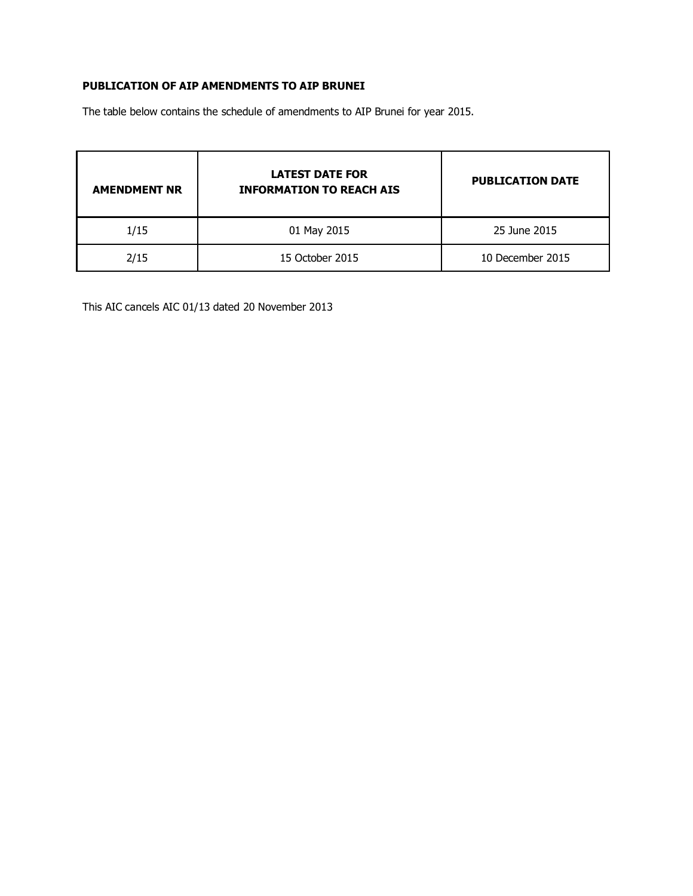**PUBLICATION OF AIP AMENDMENTS TO AIP BRUNEI**

The table below contains the schedule of amendments to AIP Brunei for year 2015.

| AMENDMENT NR | LATEST DATE FOR INFORMATION TO REACH AIS | PUBLICATION DATE |
| --- | --- | --- |
| 1/15 | 01 May 2015 | 25 June 2015 |
| 2/15 | 15 October 2015 | 10 December 2015 |

This AIC cancels AIC 01/13 dated 20 November 2013